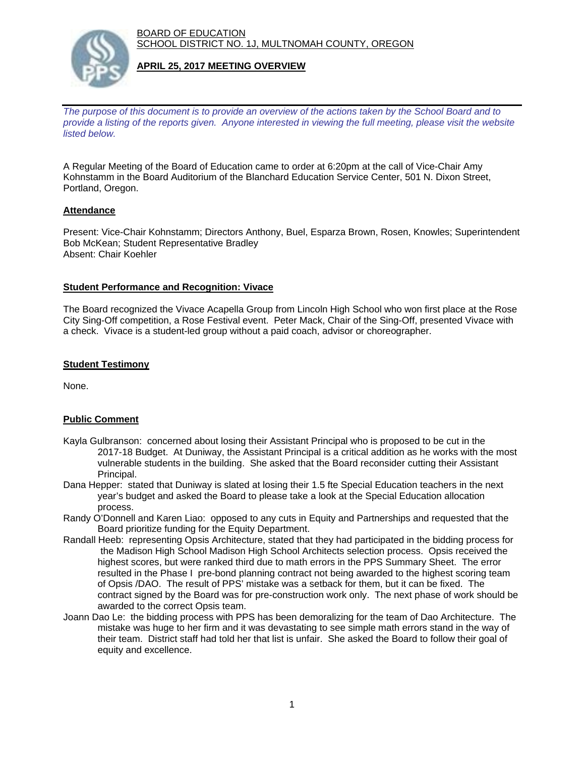BOARD OF EDUCATION
SCHOOL DISTRICT NO. 1J, MULTNOMAH COUNTY, OREGON

**APRIL 25, 2017 MEETING OVERVIEW**

*The purpose of this document is to provide an overview of the actions taken by the School Board and to provide a listing of the reports given. Anyone interested in viewing the full meeting, please visit the website listed below.*

A Regular Meeting of the Board of Education came to order at 6:20pm at the call of Vice-Chair Amy Kohnstamm in the Board Auditorium of the Blanchard Education Service Center, 501 N. Dixon Street, Portland, Oregon.

## Attendance

Present: Vice-Chair Kohnstamm; Directors Anthony, Buel, Esparza Brown, Rosen, Knowles; Superintendent Bob McKean; Student Representative Bradley
Absent: Chair Koehler

## Student Performance and Recognition: Vivace

The Board recognized the Vivace Acapella Group from Lincoln High School who won first place at the Rose City Sing-Off competition, a Rose Festival event. Peter Mack, Chair of the Sing-Off, presented Vivace with a check. Vivace is a student-led group without a paid coach, advisor or choreographer.

## Student Testimony

None.

## Public Comment

- Kayla Gulbranson: concerned about losing their Assistant Principal who is proposed to be cut in the 2017-18 Budget. At Duniway, the Assistant Principal is a critical addition as he works with the most vulnerable students in the building. She asked that the Board reconsider cutting their Assistant Principal.
- Dana Hepper: stated that Duniway is slated at losing their 1.5 fte Special Education teachers in the next year's budget and asked the Board to please take a look at the Special Education allocation process.
- Randy O'Donnell and Karen Liao: opposed to any cuts in Equity and Partnerships and requested that the Board prioritize funding for the Equity Department.
- Randall Heeb: representing Opsis Architecture, stated that they had participated in the bidding process for the Madison High School Madison High School Architects selection process. Opsis received the highest scores, but were ranked third due to math errors in the PPS Summary Sheet. The error resulted in the Phase I pre-bond planning contract not being awarded to the highest scoring team of Opsis /DAO. The result of PPS' mistake was a setback for them, but it can be fixed. The contract signed by the Board was for pre-construction work only. The next phase of work should be awarded to the correct Opsis team.
- Joann Dao Le: the bidding process with PPS has been demoralizing for the team of Dao Architecture. The mistake was huge to her firm and it was devastating to see simple math errors stand in the way of their team. District staff had told her that list is unfair. She asked the Board to follow their goal of equity and excellence.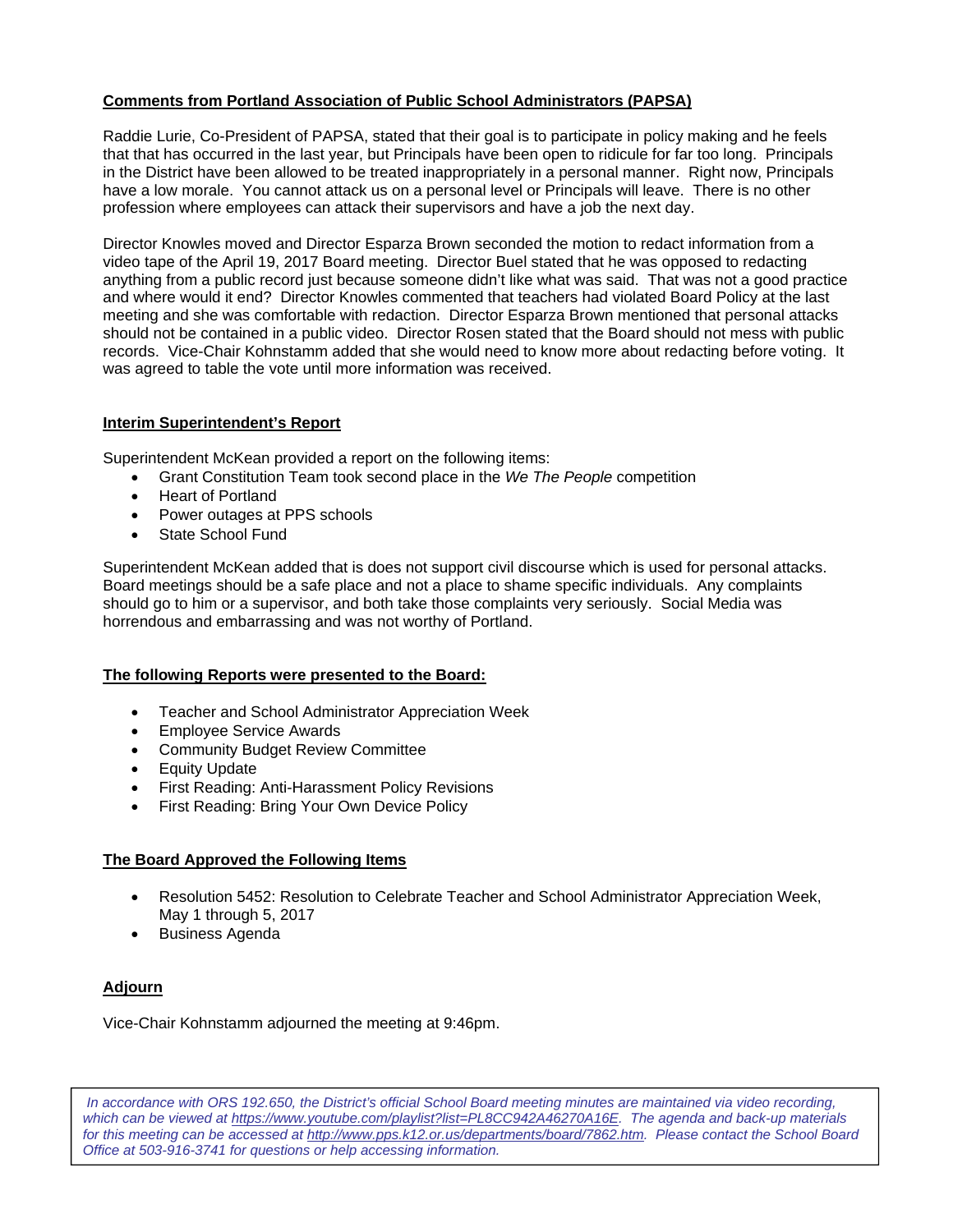**Comments from Portland Association of Public School Administrators (PAPSA)**

Raddie Lurie, Co-President of PAPSA, stated that their goal is to participate in policy making and he feels that that has occurred in the last year, but Principals have been open to ridicule for far too long. Principals in the District have been allowed to be treated inappropriately in a personal manner. Right now, Principals have a low morale. You cannot attack us on a personal level or Principals will leave. There is no other profession where employees can attack their supervisors and have a job the next day.

Director Knowles moved and Director Esparza Brown seconded the motion to redact information from a video tape of the April 19, 2017 Board meeting. Director Buel stated that he was opposed to redacting anything from a public record just because someone didn't like what was said. That was not a good practice and where would it end? Director Knowles commented that teachers had violated Board Policy at the last meeting and she was comfortable with redaction. Director Esparza Brown mentioned that personal attacks should not be contained in a public video. Director Rosen stated that the Board should not mess with public records. Vice-Chair Kohnstamm added that she would need to know more about redacting before voting. It was agreed to table the vote until more information was received.

**Interim Superintendent's Report**

Superintendent McKean provided a report on the following items:

- Grant Constitution Team took second place in the *We The People* competition
- Heart of Portland
- Power outages at PPS schools
- State School Fund

Superintendent McKean added that is does not support civil discourse which is used for personal attacks. Board meetings should be a safe place and not a place to shame specific individuals. Any complaints should go to him or a supervisor, and both take those complaints very seriously. Social Media was horrendous and embarrassing and was not worthy of Portland.

**The following Reports were presented to the Board:**

- Teacher and School Administrator Appreciation Week
- Employee Service Awards
- Community Budget Review Committee
- Equity Update
- First Reading: Anti-Harassment Policy Revisions
- First Reading: Bring Your Own Device Policy

**The Board Approved the Following Items**

- Resolution 5452: Resolution to Celebrate Teacher and School Administrator Appreciation Week, May 1 through 5, 2017
- Business Agenda

**Adjourn**

Vice-Chair Kohnstamm adjourned the meeting at 9:46pm.

*In accordance with ORS 192.650, the District's official School Board meeting minutes are maintained via video recording, which can be viewed at https://www.youtube.com/playlist?list=PL8CC942A46270A16E. The agenda and back-up materials for this meeting can be accessed at http://www.pps.k12.or.us/departments/board/7862.htm. Please contact the School Board Office at 503-916-3741 for questions or help accessing information.*